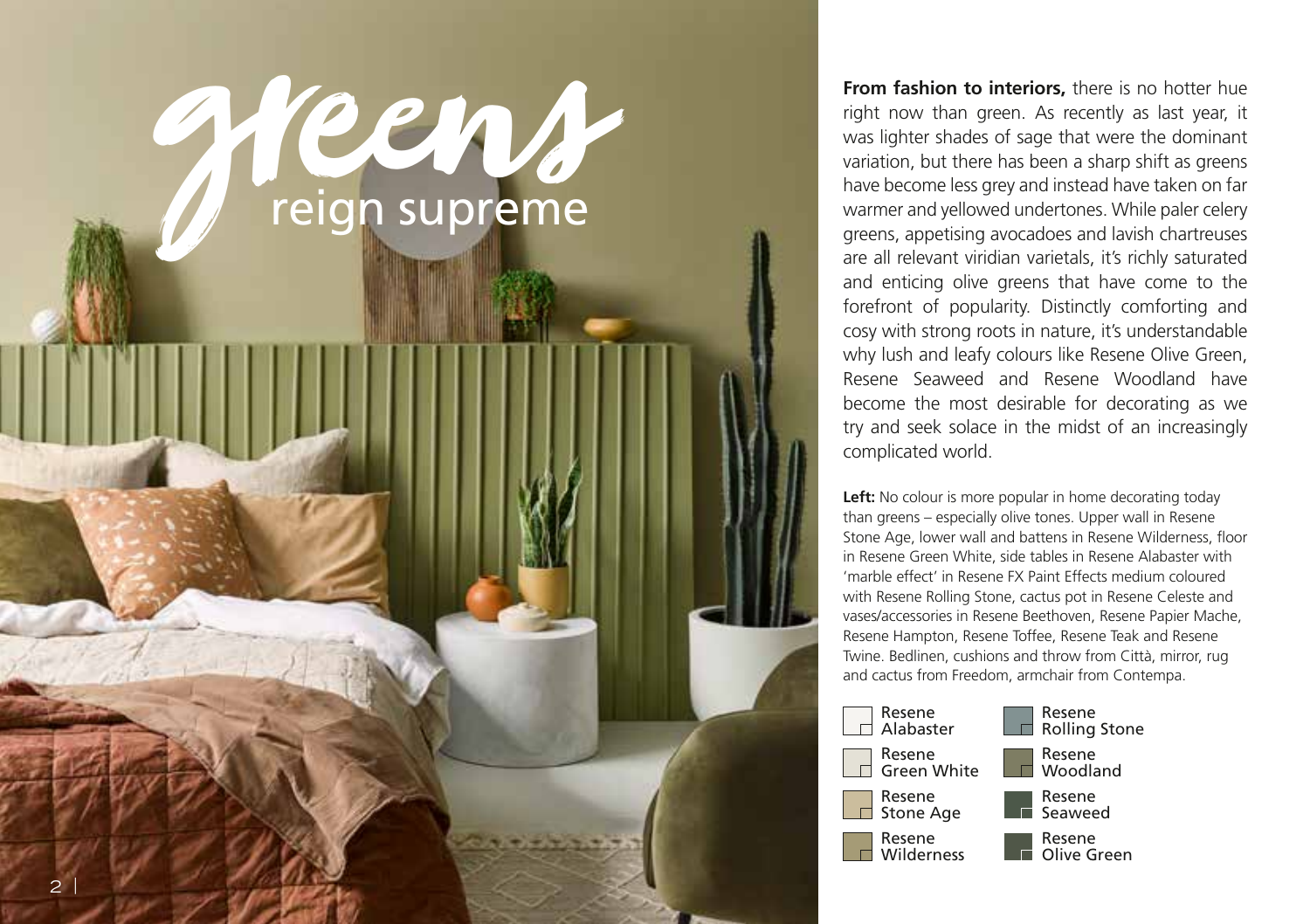# greens reign supreme

**From fashion to interiors,** there is no hotter hue right now than green. As recently as last year, it was lighter shades of sage that were the dominant variation, but there has been a sharp shift as greens have become less grey and instead have taken on far warmer and yellowed undertones. While paler celery greens, appetising avocadoes and lavish chartreuses are all relevant viridian varietals, it's richly saturated and enticing olive greens that have come to the forefront of popularity. Distinctly comforting and cosy with strong roots in nature, it's understandable why lush and leafy colours like Resene Olive Green, Resene Seaweed and Resene Woodland have become the most desirable for decorating as we try and seek solace in the midst of an increasingly complicated world.

**Left:** No colour is more popular in home decorating today than greens – especially olive tones. Upper wall in Resene Stone Age, lower wall and battens in Resene Wilderness, floor in Resene Green White, side tables in Resene Alabaster with 'marble effect' in Resene FX Paint Effects medium coloured with Resene Rolling Stone, cactus pot in Resene Celeste and vases/accessories in Resene Beethoven, Resene Papier Mache, Resene Hampton, Resene Toffee, Resene Teak and Resene Twine. Bedlinen, cushions and throw from Città, mirror, rug and cactus from Freedom, armchair from Contempa.

- Resene Alabaster
- Resene Green White
- Resene Stone Age
- Resene Wilderness
- Resene Rolling Stone
- Resene Woodland
- Resene Seaweed
- Resene Olive Green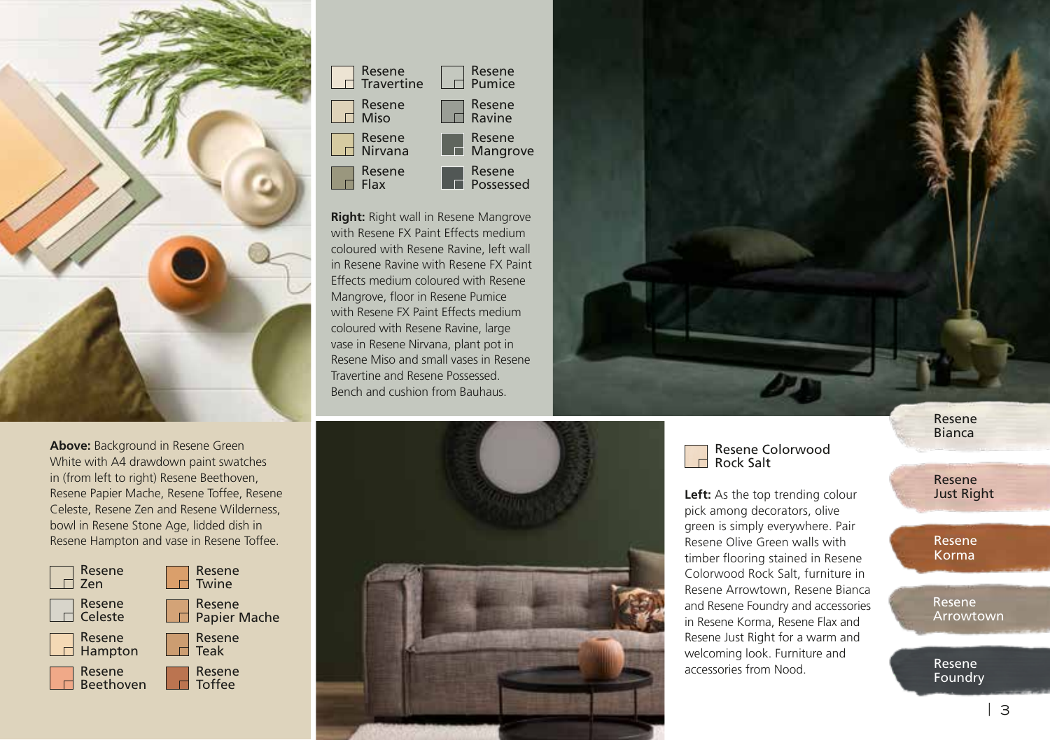**Right:** Right wall in Resene Mangrove with Resene FX Paint Effects medium coloured with Resene Ravine, left wall in Resene Ravine with Resene FX Paint Effects medium coloured with Resene Mangrove, floor in Resene Pumice with Resene FX Paint Effects medium coloured with Resene Ravine, large vase in Resene Nirvana, plant pot in Resene Miso and small vases in Resene Travertine and Resene Possessed. Bench and cushion from Bauhaus.

- Resene Travertine
- Resene Miso
- Resene Nirvana
- Resene Flax
- Resene Pumice
- Resene Ravine
- Resene Mangrove
- Resene Possessed

**Above:** Background in Resene Green White with A4 drawdown paint swatches in (from left to right) Resene Beethoven, Resene Papier Mache, Resene Toffee, Resene Celeste, Resene Zen and Resene Wilderness, bowl in Resene Stone Age, lidded dish in Resene Hampton and vase in Resene Toffee.

- Resene Zen
- Resene Celeste
- Resene Hampton
- Resene Beethoven
- Resene Twine
- Resene Papier Mache
- Resene Teak
- Resene Toffee

**Left:** As the top trending colour pick among decorators, olive green is simply everywhere. Pair Resene Olive Green walls with timber flooring stained in Resene Colorwood Rock Salt, furniture in Resene Arrowtown, Resene Bianca and Resene Foundry and accessories in Resene Korma, Resene Flax and Resene Just Right for a warm and welcoming look. Furniture and accessories from Nood.

- Resene Colorwood Rock Salt
- Resene Bianca
- Resene Just Right
- Resene Korma
- Resene Arrowtown
- Resene Foundry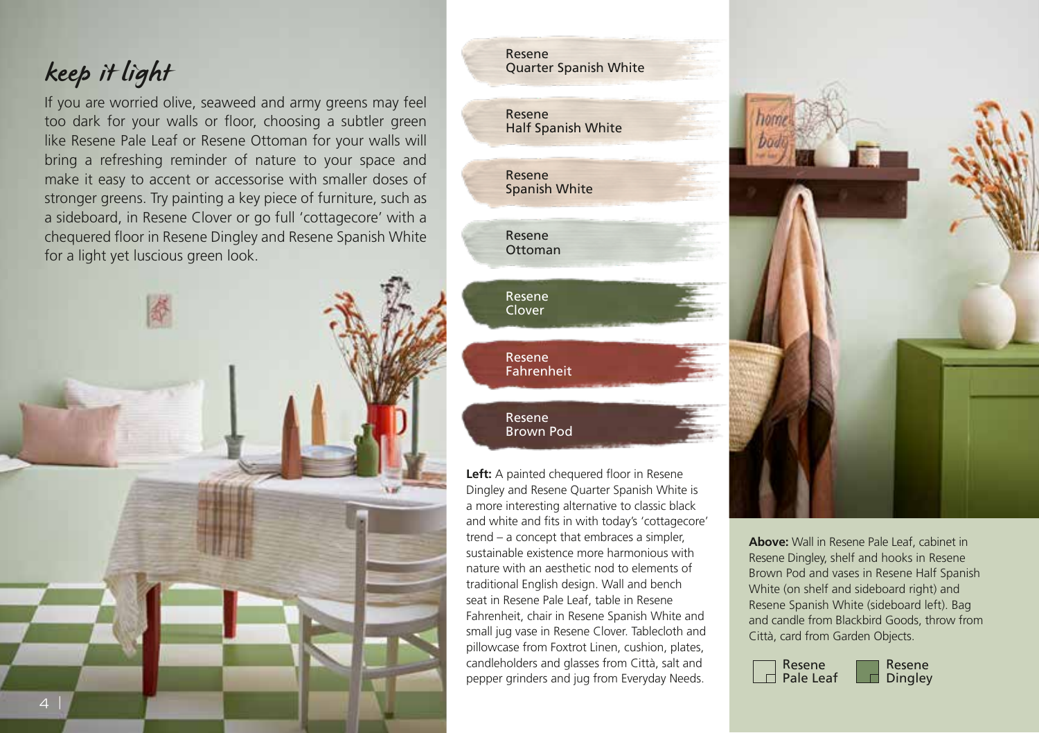## keep it light

If you are worried olive, seaweed and army greens may feel too dark for your walls or floor, choosing a subtler green like Resene Pale Leaf or Resene Ottoman for your walls will bring a refreshing reminder of nature to your space and make it easy to accent or accessorise with smaller doses of stronger greens. Try painting a key piece of furniture, such as a sideboard, in Resene Clover or go full 'cottagecore' with a chequered floor in Resene Dingley and Resene Spanish White for a light yet luscious green look.

- Resene Quarter Spanish White
- Resene Half Spanish White
- Resene Spanish White
- Resene Ottoman
- Resene Clover
- Resene Fahrenheit
- Resene Brown Pod

**Left:** A painted chequered floor in Resene Dingley and Resene Quarter Spanish White is a more interesting alternative to classic black and white and fits in with today's 'cottagecore' trend – a concept that embraces a simpler, sustainable existence more harmonious with nature with an aesthetic nod to elements of traditional English design. Wall and bench seat in Resene Pale Leaf, table in Resene Fahrenheit, chair in Resene Spanish White and small jug vase in Resene Clover. Tablecloth and pillowcase from Foxtrot Linen, cushion, plates, candleholders and glasses from Città, salt and pepper grinders and jug from Everyday Needs.

**Above:** Wall in Resene Pale Leaf, cabinet in Resene Dingley, shelf and hooks in Resene Brown Pod and vases in Resene Half Spanish White (on shelf and sideboard right) and Resene Spanish White (sideboard left). Bag and candle from Blackbird Goods, throw from Città, card from Garden Objects.

- Resene Pale Leaf
- Resene Dingley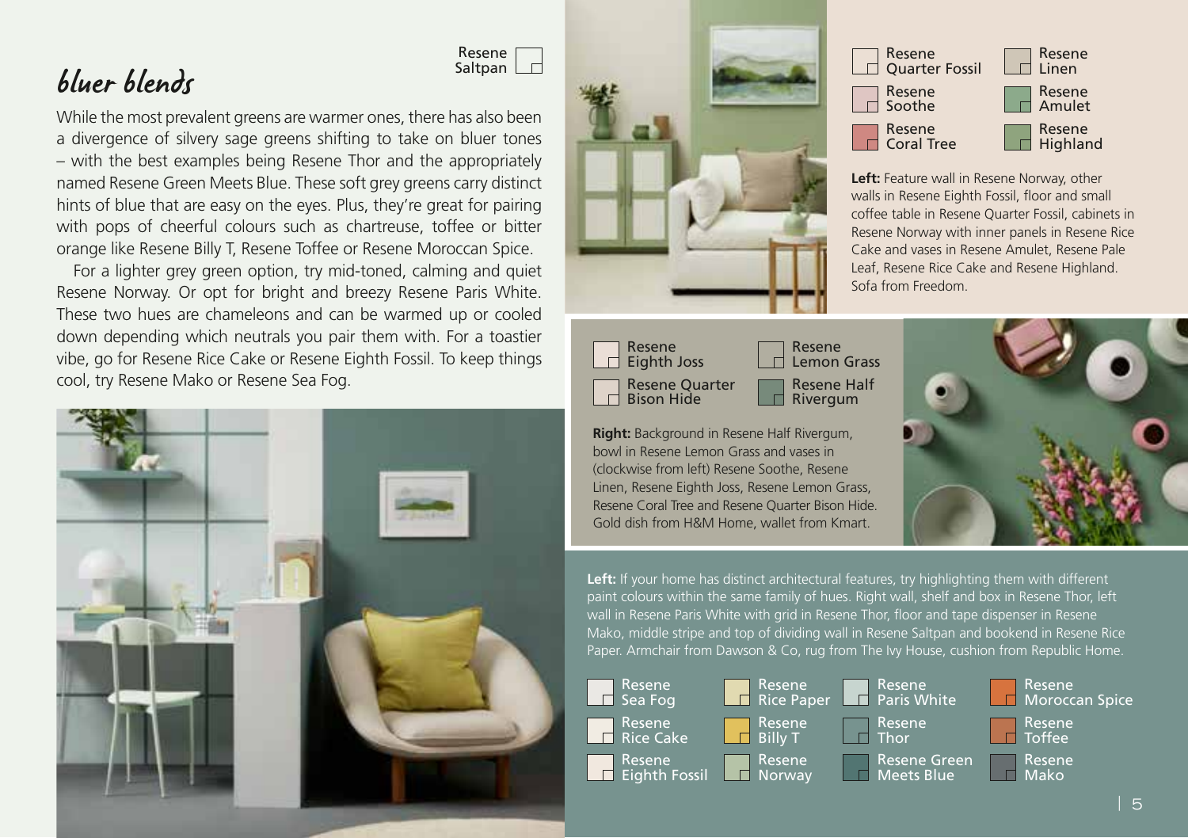# bluer blends

Resene Saltpan

While the most prevalent greens are warmer ones, there has also been a divergence of silvery sage greens shifting to take on bluer tones – with the best examples being Resene Thor and the appropriately named Resene Green Meets Blue. These soft grey greens carry distinct hints of blue that are easy on the eyes. Plus, they're great for pairing with pops of cheerful colours such as chartreuse, toffee or bitter orange like Resene Billy T, Resene Toffee or Resene Moroccan Spice.

For a lighter grey green option, try mid-toned, calming and quiet Resene Norway. Or opt for bright and breezy Resene Paris White. These two hues are chameleons and can be warmed up or cooled down depending which neutrals you pair them with. For a toastier vibe, go for Resene Rice Cake or Resene Eighth Fossil. To keep things cool, try Resene Mako or Resene Sea Fog.

Resene Quarter Fossil
Resene Linen
Resene Soothe
Resene Amulet
Resene Coral Tree
Resene Highland

**Left:** Feature wall in Resene Norway, other walls in Resene Eighth Fossil, floor and small coffee table in Resene Quarter Fossil, cabinets in Resene Norway with inner panels in Resene Rice Cake and vases in Resene Amulet, Resene Pale Leaf, Resene Rice Cake and Resene Highland. Sofa from Freedom.

Resene Eighth Joss
Resene Lemon Grass
Resene Quarter Bison Hide
Resene Half Rivergum

**Right:** Background in Resene Half Rivergum, bowl in Resene Lemon Grass and vases in (clockwise from left) Resene Soothe, Resene Linen, Resene Eighth Joss, Resene Lemon Grass, Resene Coral Tree and Resene Quarter Bison Hide. Gold dish from H&M Home, wallet from Kmart.

**Left:** If your home has distinct architectural features, try highlighting them with different paint colours within the same family of hues. Right wall, shelf and box in Resene Thor, left wall in Resene Paris White with grid in Resene Thor, floor and tape dispenser in Resene Mako, middle stripe and top of dividing wall in Resene Saltpan and bookend in Resene Rice Paper. Armchair from Dawson & Co, rug from The Ivy House, cushion from Republic Home.

Resene Sea Fog
Resene Rice Cake
Resene Eighth Fossil
Resene Rice Paper
Resene Billy T
Resene Norway
Resene Paris White
Resene Thor
Resene Green Meets Blue
Resene Moroccan Spice
Resene Toffee
Resene Mako